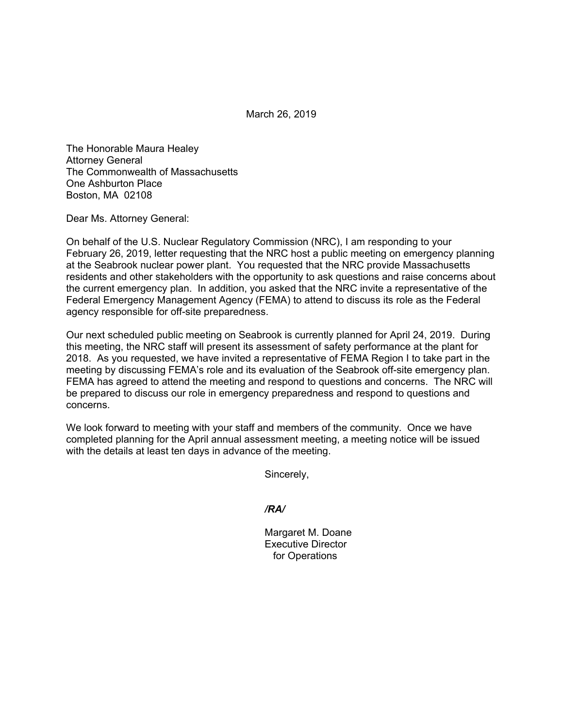March 26, 2019

The Honorable Maura Healey
Attorney General
The Commonwealth of Massachusetts
One Ashburton Place
Boston, MA 02108

Dear Ms. Attorney General:

On behalf of the U.S. Nuclear Regulatory Commission (NRC), I am responding to your February 26, 2019, letter requesting that the NRC host a public meeting on emergency planning at the Seabrook nuclear power plant. You requested that the NRC provide Massachusetts residents and other stakeholders with the opportunity to ask questions and raise concerns about the current emergency plan. In addition, you asked that the NRC invite a representative of the Federal Emergency Management Agency (FEMA) to attend to discuss its role as the Federal agency responsible for off-site preparedness.

Our next scheduled public meeting on Seabrook is currently planned for April 24, 2019. During this meeting, the NRC staff will present its assessment of safety performance at the plant for 2018. As you requested, we have invited a representative of FEMA Region I to take part in the meeting by discussing FEMA's role and its evaluation of the Seabrook off-site emergency plan. FEMA has agreed to attend the meeting and respond to questions and concerns. The NRC will be prepared to discuss our role in emergency preparedness and respond to questions and concerns.

We look forward to meeting with your staff and members of the community. Once we have completed planning for the April annual assessment meeting, a meeting notice will be issued with the details at least ten days in advance of the meeting.

Sincerely,

***/RA/***

Margaret M. Doane
Executive Director
for Operations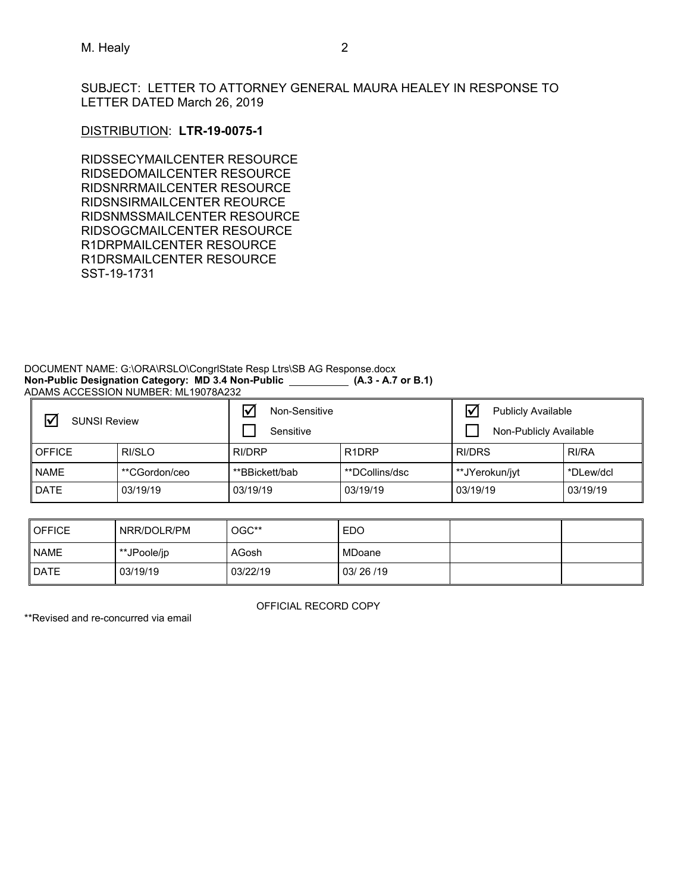SUBJECT: LETTER TO ATTORNEY GENERAL MAURA HEALEY IN RESPONSE TO LETTER DATED March 26, 2019

DISTRIBUTION: **LTR-19-0075-1**

RIDSSECYMAILCENTER RESOURCE
RIDSEDOMAILCENTER RESOURCE
RIDSNRRMAILCENTER RESOURCE
RIDSNSIRMAILCENTER REOURCE
RIDSNMSSMAILCENTER RESOURCE
RIDSOGCMAILCENTER RESOURCE
R1DRPMAILCENTER RESOURCE
R1DRSMAILCENTER RESOURCE
SST-19-1731

DOCUMENT NAME: G:\ORA\RSLO\CongrlState Resp Ltrs\SB AG Response.docx
**Non-Public Designation Category: MD 3.4 Non-Public \_\_\_\_\_\_\_\_\_\_ (A.3 - A.7 or B.1)**
ADAMS ACCESSION NUMBER: ML19078A232

| ☑ SUNSI Review | | ☑ Non-Sensitive ☐ Sensitive | | ☑ Publicly Available ☐ Non-Publicly Available | |
|---|---|---|---|---|---|
| OFFICE | RI/SLO | RI/DRP | R1DRP | RI/DRS | RI/RA |
| NAME | **CGordon/ceo | **BBickett/bab | **DCollins/dsc | **JYerokun/jyt | *DLew/dcl |
| DATE | 03/19/19 | 03/19/19 | 03/19/19 | 03/19/19 | 03/19/19 |

| OFFICE | NRR/DOLR/PM | OGC** | EDO | | |
|---|---|---|---|---|---|
| NAME | **JPoole/jp | AGosh | MDoane | | |
| DATE | 03/19/19 | 03/22/19 | 03/ 26 /19 | | |

OFFICIAL RECORD COPY

**Revised and re-concurred via email